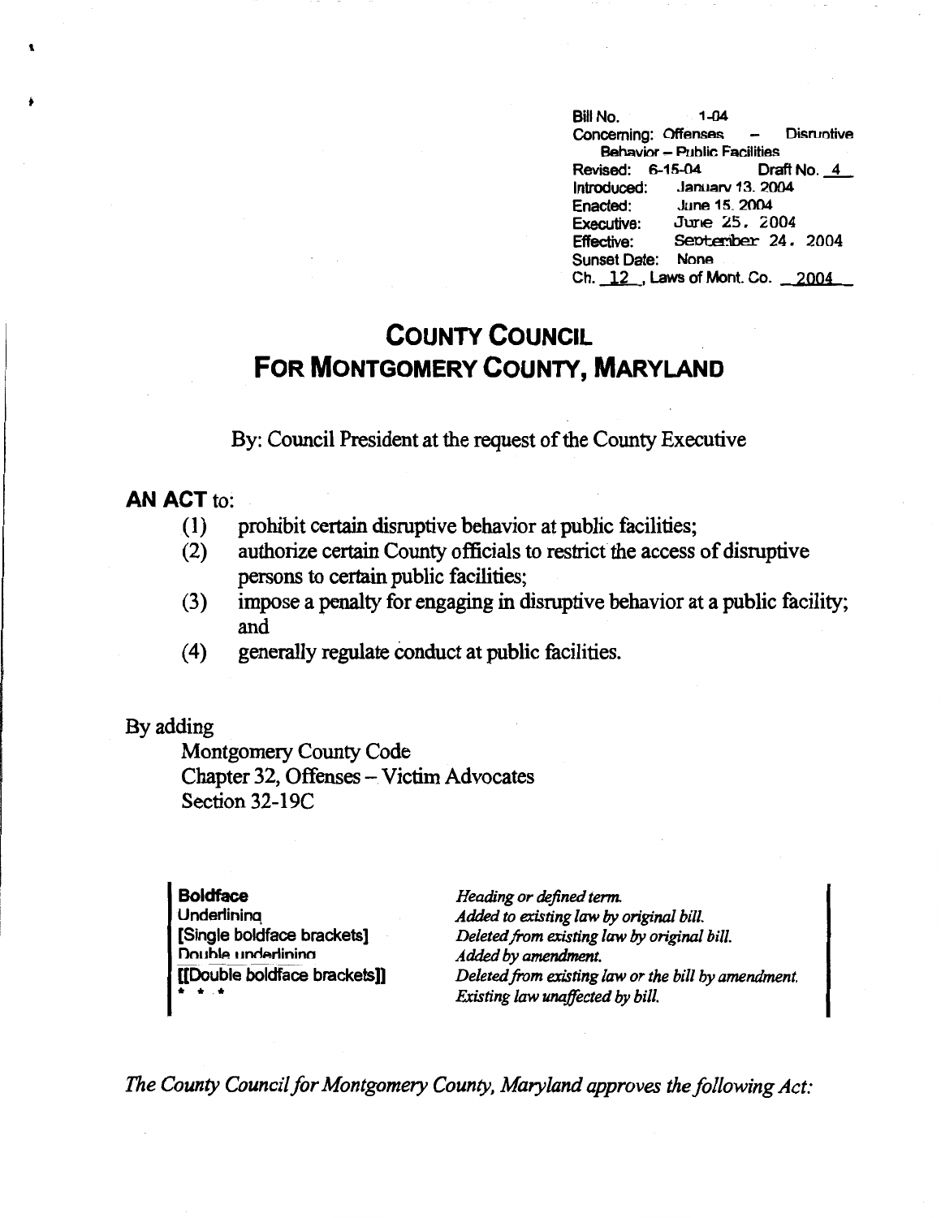Bill No. 1-04
Concerning: Offenses – Disruptive Behavior – Public Facilities
Revised: 6-15-04 Draft No. 4
Introduced: January 13, 2004
Enacted: June 15, 2004
Executive: June 25, 2004
Effective: September 24, 2004
Sunset Date: None
Ch. 12, Laws of Mont. Co. 2004

# COUNTY COUNCIL
# FOR MONTGOMERY COUNTY, MARYLAND

By: Council President at the request of the County Executive

**AN ACT** to:

(1) prohibit certain disruptive behavior at public facilities;
(2) authorize certain County officials to restrict the access of disruptive persons to certain public facilities;
(3) impose a penalty for engaging in disruptive behavior at a public facility; and
(4) generally regulate conduct at public facilities.

By adding

Montgomery County Code
Chapter 32, Offenses – Victim Advocates
Section 32-19C

| | |
|---|---|
| **Boldface** | *Heading or defined term.* |
| Underlining | *Added to existing law by original bill.* |
| [Single boldface brackets] | *Deleted from existing law by original bill.* |
| Double underlining | *Added by amendment.* |
| [[Double boldface brackets]] | *Deleted from existing law or the bill by amendment.* |
| * * * | *Existing law unaffected by bill.* |

*The County Council for Montgomery County, Maryland approves the following Act:*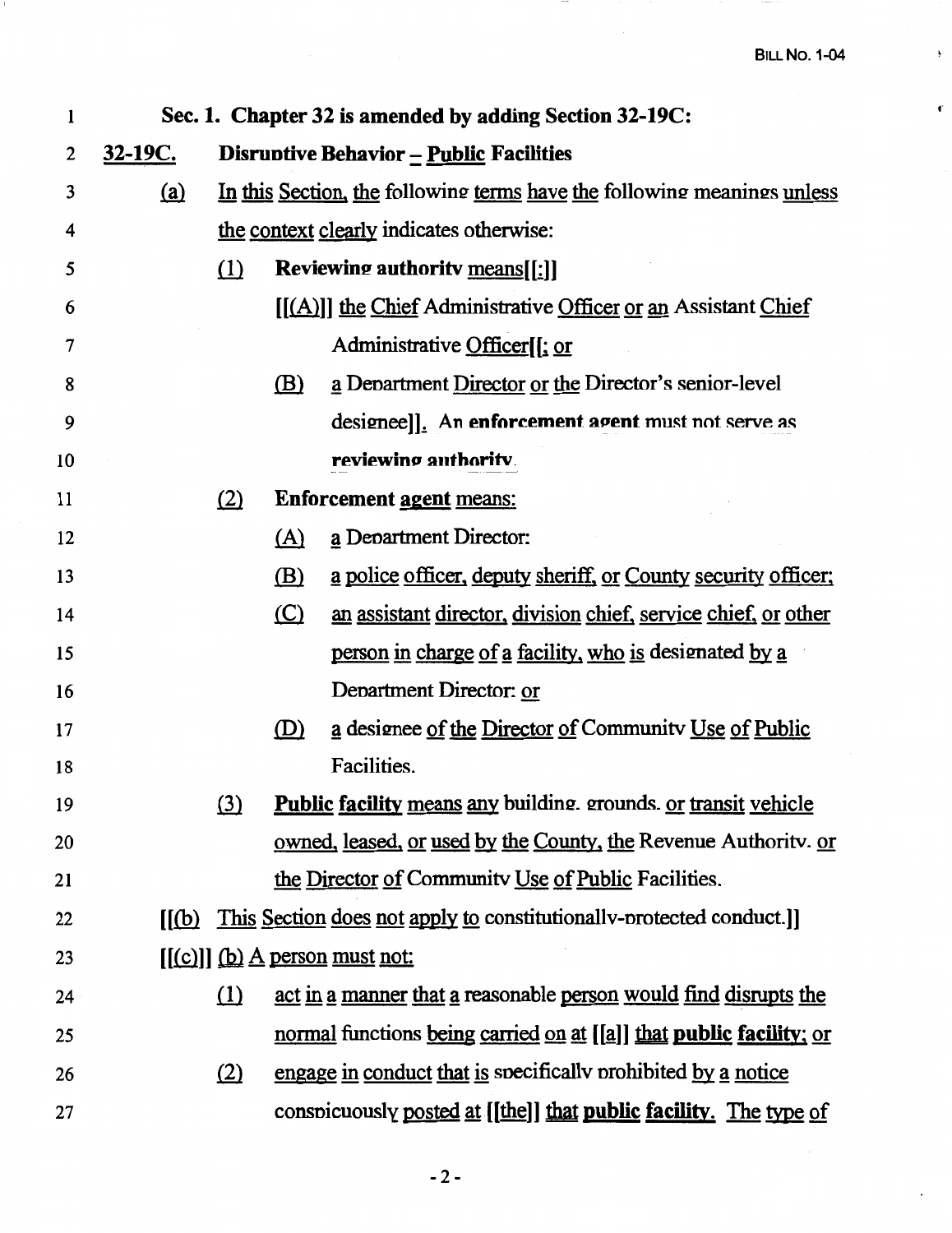Sec. 1. Chapter 32 is amended by adding Section 32-19C:

**32-19C. Disruptive Behavior – Public Facilities**

(a) In this Section, the following terms have the following meanings unless the context clearly indicates otherwise:

(1) **Reviewing authority** means[[:]] [[(A)]] the Chief Administrative Officer or an Assistant Chief Administrative Officer[[; or

(B) a Department Director or the Director's senior-level designee]]. An **enforcement agent** must not serve as **reviewing authority**.

(2) **Enforcement agent** means:

(A) a Department Director;

(B) a police officer, deputy sheriff, or County security officer;

(C) an assistant director, division chief, service chief, or other person in charge of a facility, who is designated by a Department Director; or

(D) a designee of the Director of Community Use of Public Facilities.

(3) **Public facility** means any building, grounds, or transit vehicle owned, leased, or used by the County, the Revenue Authority, or the Director of Community Use of Public Facilities.

[[(b) This Section does not apply to constitutionally-protected conduct.]]

[[(c)]] (b) A person must not:

(1) act in a manner that a reasonable person would find disrupts the normal functions being carried on at [[a]] that **public facility**; or

(2) engage in conduct that is specifically prohibited by a notice conspicuously posted at [[the]] that **public facility**. The type of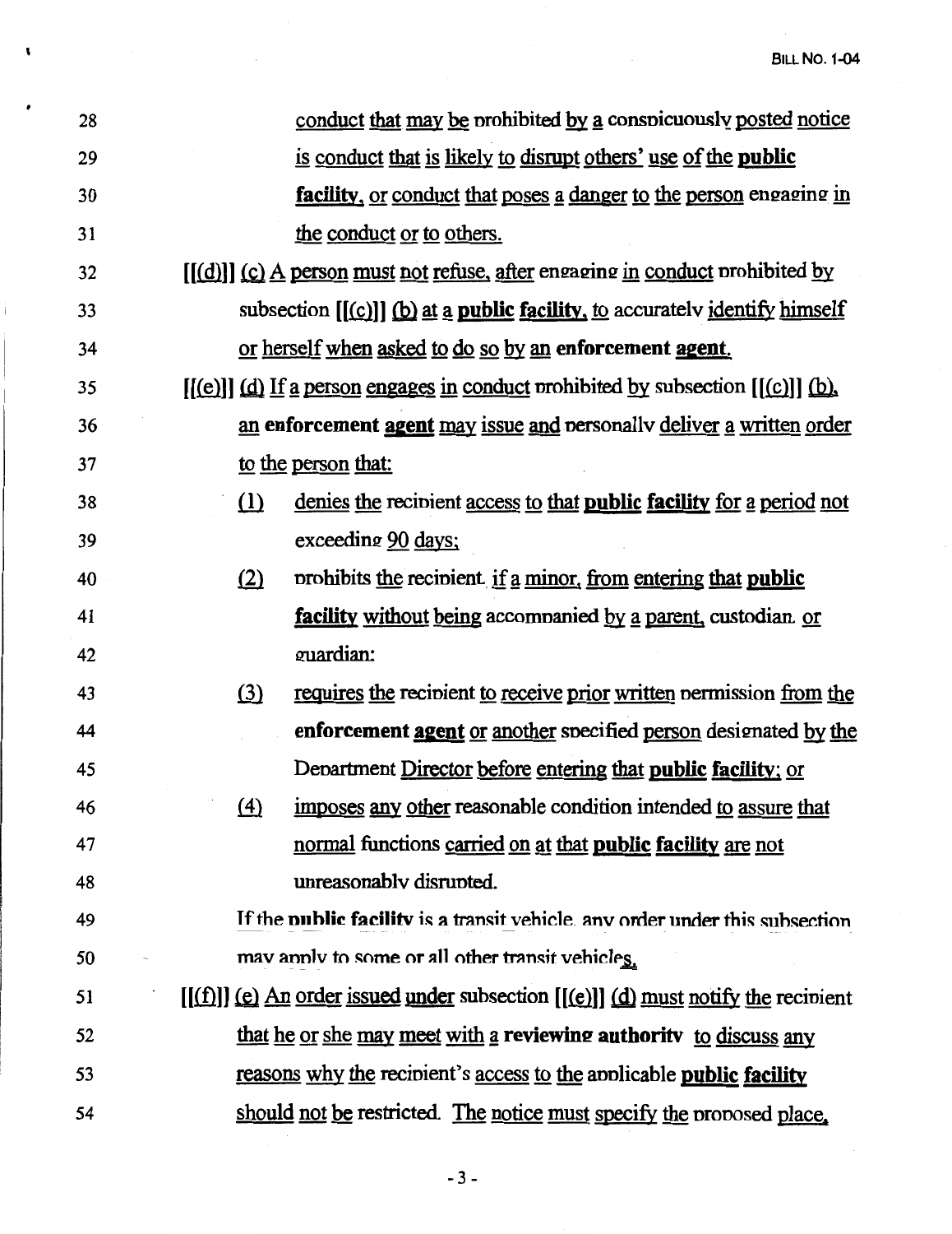28 conduct that may be prohibited by a conspicuously posted notice
29 is conduct that is likely to disrupt others' use of the **public**
30 **facility**, or conduct that poses a danger to the person engaging in
31 the conduct or to others.

32 [[(d)]] (c) A person must not refuse, after engaging in conduct prohibited by
33 subsection [[(c)]] (b) at a **public facility**, to accurately identify himself
34 or herself when asked to do so by an **enforcement agent**.

35 [[(e)]] (d) If a person engages in conduct prohibited by subsection [[(c)]] (b),
36 an **enforcement agent** may issue and personally deliver a written order
37 to the person that:

38 (1) denies the recipient access to that **public facility** for a period not
39 exceeding 90 days;

40 (2) prohibits the recipient, if a minor, from entering that **public**
41 **facility** without being accompanied by a parent, custodian, or
42 guardian;

43 (3) requires the recipient to receive prior written permission from the
44 **enforcement agent** or another specified person designated by the
45 Department Director before entering that **public facility**; or

46 (4) imposes any other reasonable condition intended to assure that
47 normal functions carried on at that **public facility** are not
48 unreasonably disrupted.

49 If the **public facility** is a transit vehicle, any order under this subsection
50 may apply to some or all other transit vehicles.

51 [[(f)]] (e) An order issued under subsection [[(e)]] (d) must notify the recipient
52 that he or she may meet with a **reviewing authority** to discuss any
53 reasons why the recipient's access to the applicable **public facility**
54 should not be restricted. The notice must specify the proposed place,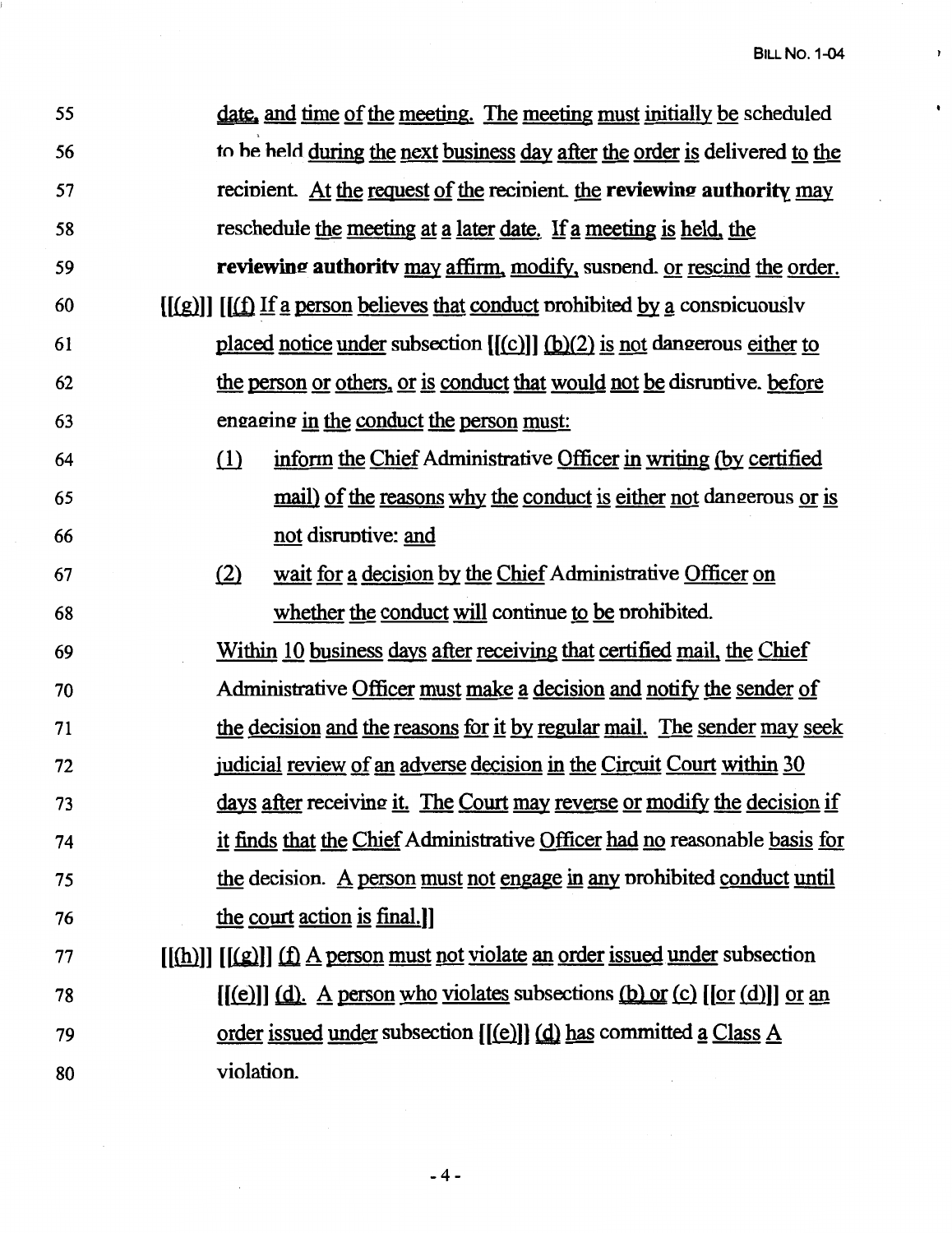55 date, and time of the meeting. The meeting must initially be scheduled
56 to be held during the next business day after the order is delivered to the
57 recipient. At the request of the recipient the **reviewing authority** may
58 reschedule the meeting at a later date. If a meeting is held, the
59 **reviewing authority** may affirm, modify, suspend, or rescind the order.

60 [[(g)]] [[(f) If a person believes that conduct prohibited by a conspicuously
61 placed notice under subsection [[(c)]] (b)(2) is not dangerous either to
62 the person or others, or is conduct that would not be disruptive, before
63 engaging in the conduct the person must:

64 (1) inform the Chief Administrative Officer in writing (by certified
65 mail) of the reasons why the conduct is either not dangerous or is
66 not disruptive; and

67 (2) wait for a decision by the Chief Administrative Officer on
68 whether the conduct will continue to be prohibited.

69 Within 10 business days after receiving that certified mail, the Chief
70 Administrative Officer must make a decision and notify the sender of
71 the decision and the reasons for it by regular mail. The sender may seek
72 judicial review of an adverse decision in the Circuit Court within 30
73 days after receiving it. The Court may reverse or modify the decision if
74 it finds that the Chief Administrative Officer had no reasonable basis for
75 the decision. A person must not engage in any prohibited conduct until
76 the court action is final.]]

77 [[(h)]] [[(g)]] (f) A person must not violate an order issued under subsection
78 [[(e)]] (d). A person who violates subsections (b) or (c) [[or (d)]] or an
79 order issued under subsection [[(e)]] (d) has committed a Class A
80 violation.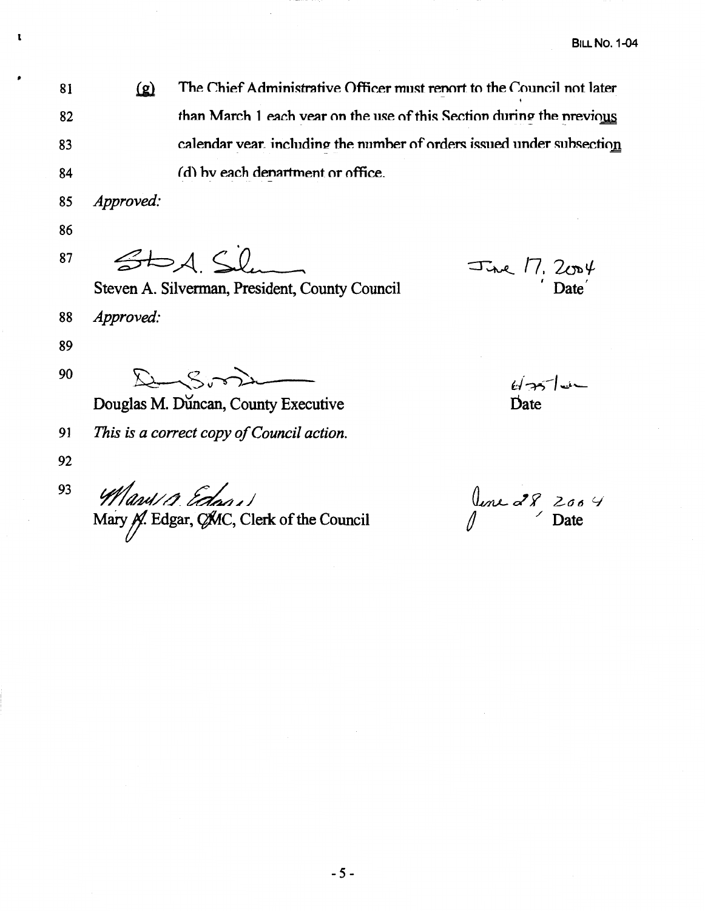81 (g) The Chief Administrative Officer must report to the Council not later

82 than March 1 each year on the use of this Section during the previous

83 calendar year, including the number of orders issued under subsection

84 (d) by each department or office.

85 *Approved:*

86

87 Steven A. Silverman, President, County Council — June 17, 2004 — Date

88 *Approved:*

89

90 Douglas M. Duncan, County Executive — 6/25/04 — Date

91 *This is a correct copy of Council action.*

92

93 Mary A. Edgar, CMC, Clerk of the Council — June 28, 2004 — Date